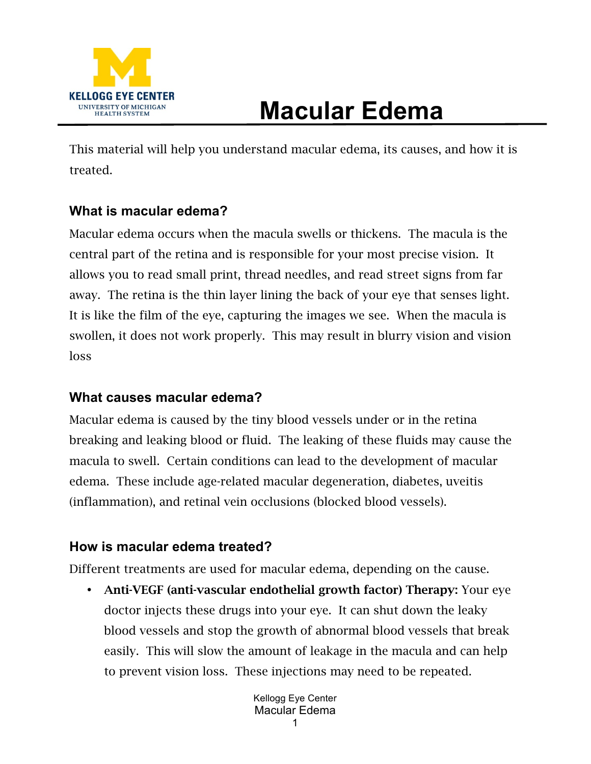# Macular Edema

This material will help you understand macular edema, its causes, and how it is treated.

### What is macular edema?

Macular edema occurs when the macula swells or thickens. The macula is the central part of the retina and is responsible for your most precise vision. It allows you to read small print, thread needles, and read street signs from far away. The retina is the thin layer lining the back of your eye that senses light. It is like the film of the eye, capturing the images we see. When the macula is swollen, it does not work properly. This may result in blurry vision and vision loss

### What causes macular edema?

Macular edema is caused by the tiny blood vessels under or in the retina breaking and leaking blood or fluid. The leaking of these fluids may cause the macula to swell. Certain conditions can lead to the development of macular edema. These include age-related macular degeneration, diabetes, uveitis (inflammation), and retinal vein occlusions (blocked blood vessels).

### How is macular edema treated?

Different treatments are used for macular edema, depending on the cause.

- **Anti-VEGF (anti-vascular endothelial growth factor) Therapy:** Your eye doctor injects these drugs into your eye. It can shut down the leaky blood vessels and stop the growth of abnormal blood vessels that break easily. This will slow the amount of leakage in the macula and can help to prevent vision loss. These injections may need to be repeated.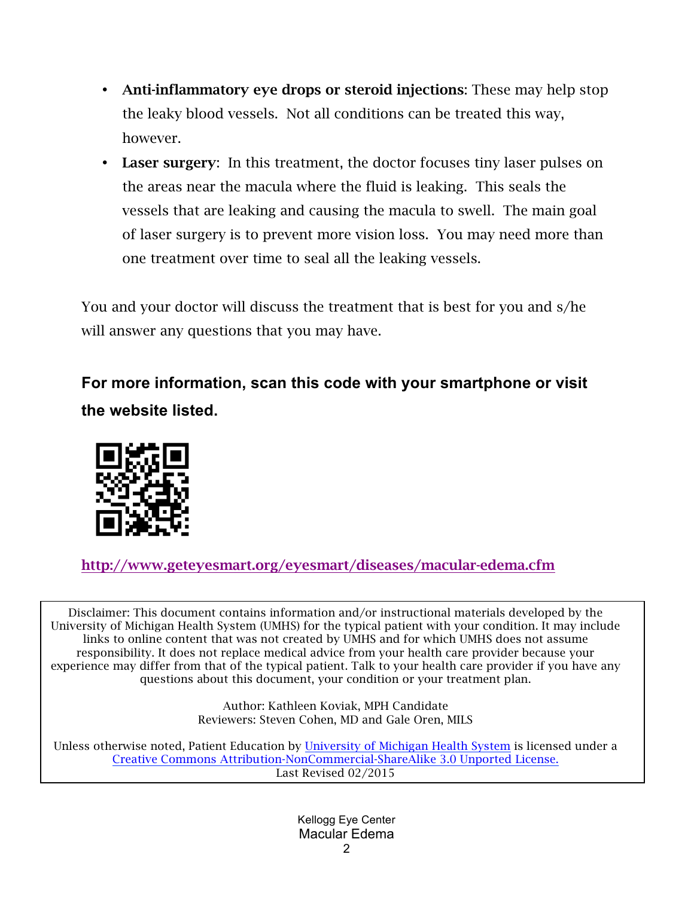- **Anti-inflammatory eye drops or steroid injections**: These may help stop the leaky blood vessels. Not all conditions can be treated this way, however.
- **Laser surgery**: In this treatment, the doctor focuses tiny laser pulses on the areas near the macula where the fluid is leaking. This seals the vessels that are leaking and causing the macula to swell. The main goal of laser surgery is to prevent more vision loss. You may need more than one treatment over time to seal all the leaking vessels.

You and your doctor will discuss the treatment that is best for you and s/he will answer any questions that you may have.

**For more information, scan this code with your smartphone or visit the website listed.**

[http://www.geteyesmart.org/eyesmart/diseases/macular-edema.cfm](http://www.geteyesmart.org/eyesmart/diseases/macular-edema.cfm)

Disclaimer: This document contains information and/or instructional materials developed by the University of Michigan Health System (UMHS) for the typical patient with your condition. It may include links to online content that was not created by UMHS and for which UMHS does not assume responsibility. It does not replace medical advice from your health care provider because your experience may differ from that of the typical patient. Talk to your health care provider if you have any questions about this document, your condition or your treatment plan.

Author: Kathleen Koviak, MPH Candidate
Reviewers: Steven Cohen, MD and Gale Oren, MILS

Unless otherwise noted, Patient Education by University of Michigan Health System is licensed under a Creative Commons Attribution-NonCommercial-ShareAlike 3.0 Unported License.
Last Revised 02/2015